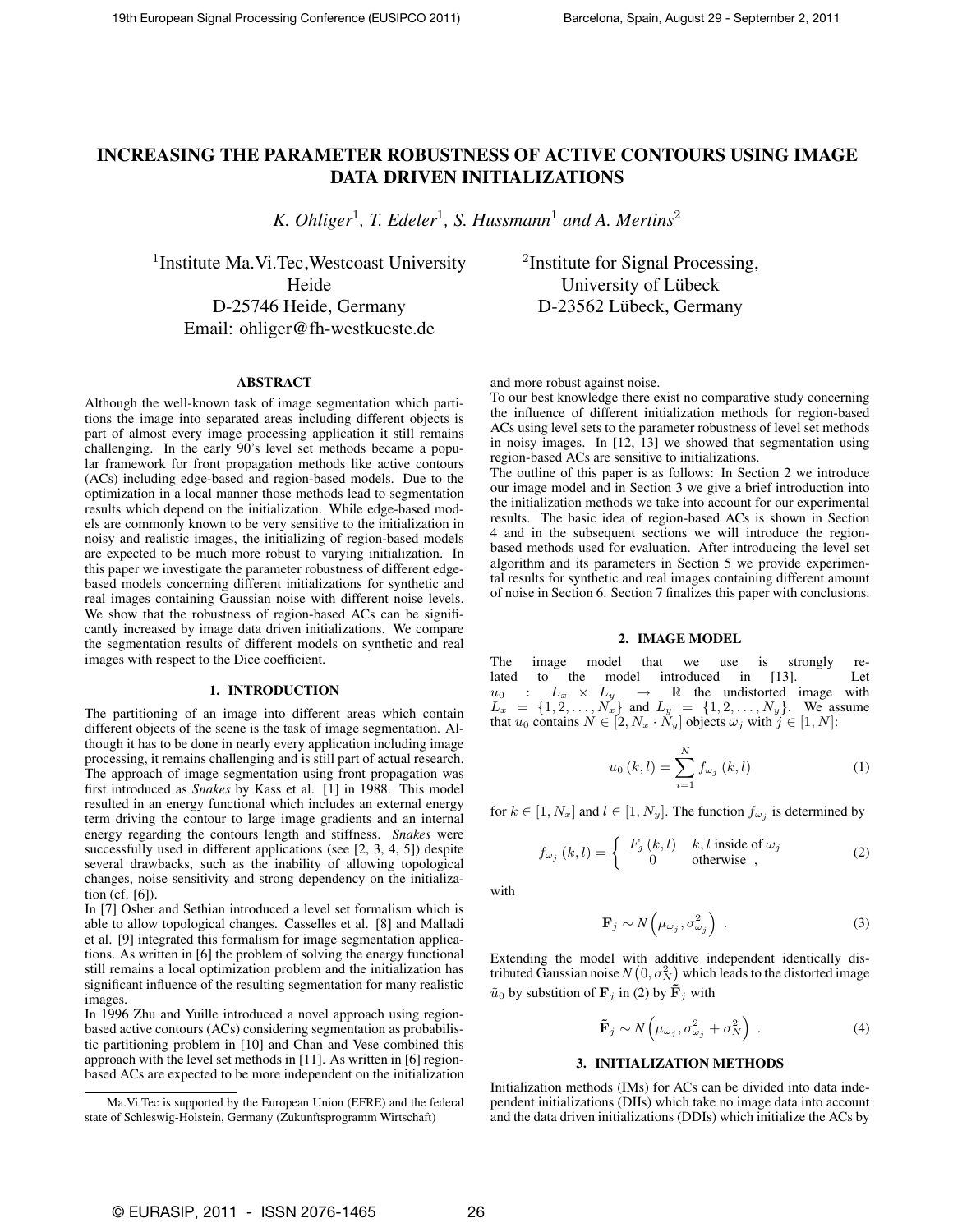# INCREASING THE PARAMETER ROBUSTNESS OF ACTIVE CONTOURS USING IMAGE DATA DRIVEN INITIALIZATIONS

*K. Ohliger[1], T. Edeler[1], S. Hussmann[1] and A. Mertins[2]*

[1]Institute Ma.Vi.Tec, Westcoast University Heide
D-25746 Heide, Germany
Email: ohliger@fh-westkueste.de

[2]Institute for Signal Processing, University of Lübeck
D-23562 Lübeck, Germany

## ABSTRACT

Although the well-known task of image segmentation which partitions the image into separated areas including different objects is part of almost every image processing application it still remains challenging. In the early 90's level set methods became a popular framework for front propagation methods like active contours (ACs) including edge-based and region-based models. Due to the optimization in a local manner those methods lead to segmentation results which depend on the initialization. While edge-based models are commonly known to be very sensitive to the initialization in noisy and realistic images, the initializing of region-based models are expected to be much more robust to varying initialization. In this paper we investigate the parameter robustness of different edge-based models concerning different initializations for synthetic and real images containing Gaussian noise with different noise levels. We show that the robustness of region-based ACs can be significantly increased by image data driven initializations. We compare the segmentation results of different models on synthetic and real images with respect to the Dice coefficient.

## 1. INTRODUCTION

The partitioning of an image into different areas which contain different objects of the scene is the task of image segmentation. Although it has to be done in nearly every application including image processing, it remains challenging and is still part of actual research. The approach of image segmentation using front propagation was first introduced as *Snakes* by Kass et al. [1] in 1988. This model resulted in an energy functional which includes an external energy term driving the contour to large image gradients and an internal energy regarding the contours length and stiffness. *Snakes* were successfully used in different applications (see [2, 3, 4, 5]) despite several drawbacks, such as the inability of allowing topological changes, noise sensitivity and strong dependency on the initialization (cf. [6]).

In [7] Osher and Sethian introduced a level set formalism which is able to allow topological changes. Casselles et al. [8] and Malladi et al. [9] integrated this formalism for image segmentation applications. As written in [6] the problem of solving the energy functional still remains a local optimization problem and the initialization has significant influence of the resulting segmentation for many realistic images.

In 1996 Zhu and Yuille introduced a novel approach using region-based active contours (ACs) considering segmentation as probabilistic partitioning problem in [10] and Chan and Vese combined this approach with the level set methods in [11]. As written in [6] region-based ACs are expected to be more independent on the initialization and more robust against noise.

To our best knowledge there exist no comparative study concerning the influence of different initialization methods for region-based ACs using level sets to the parameter robustness of level set methods in noisy images. In [12, 13] we showed that segmentation using region-based ACs are sensitive to initializations.

The outline of this paper is as follows: In Section 2 we introduce our image model and in Section 3 we give a brief introduction into the initialization methods we take into account for our experimental results. The basic idea of region-based ACs is shown in Section 4 and in the subsequent sections we will introduce the region-based methods used for evaluation. After introducing the level set algorithm and its parameters in Section 5 we provide experimental results for synthetic and real images containing different amount of noise in Section 6. Section 7 finalizes this paper with conclusions.

## 2. IMAGE MODEL

The image model that we use is strongly related to the model introduced in [13]. Let $u_0 : L_x \times L_y \rightarrow \mathbb{R}$ the undistorted image with $L_x = \{1, 2, \ldots, N_x\}$ and $L_y = \{1, 2, \ldots, N_y\}$. We assume that $u_0$ contains $N \in [2, N_x \cdot N_y]$ objects $\omega_j$ with $j \in [1, N]$:

$$u_0(k,l) = \sum_{i=1}^{N} f_{\omega_j}(k,l) \tag{1}$$

for $k \in [1, N_x]$ and $l \in [1, N_y]$. The function $f_{\omega_j}$ is determined by

$$f_{\omega_j}(k,l) = \begin{cases} F_j(k,l) & k,l \text{ inside of } \omega_j \\ 0 & \text{otherwise} \end{cases}, \tag{2}$$

with

$$\mathbf{F}_j \sim N\left(\mu_{\omega_j}, \sigma^2_{\omega_j}\right) . \tag{3}$$

Extending the model with additive independent identically distributed Gaussian noise $N\left(0, \sigma_N^2\right)$ which leads to the distorted image $\tilde{u}_0$ by substition of $\mathbf{F}_j$ in (2) by $\tilde{\mathbf{F}}_j$ with

$$\tilde{\mathbf{F}}_j \sim N\left(\mu_{\omega_j}, \sigma^2_{\omega_j} + \sigma_N^2\right) . \tag{4}$$

## 3. INITIALIZATION METHODS

Initialization methods (IMs) for ACs can be divided into data independent initializations (DIIs) which take no image data into account and the data driven initializations (DDIs) which initialize the ACs by

---

Ma.Vi.Tec is supported by the European Union (EFRE) and the federal state of Schleswig-Holstein, Germany (Zukunftsprogramm Wirtschaft)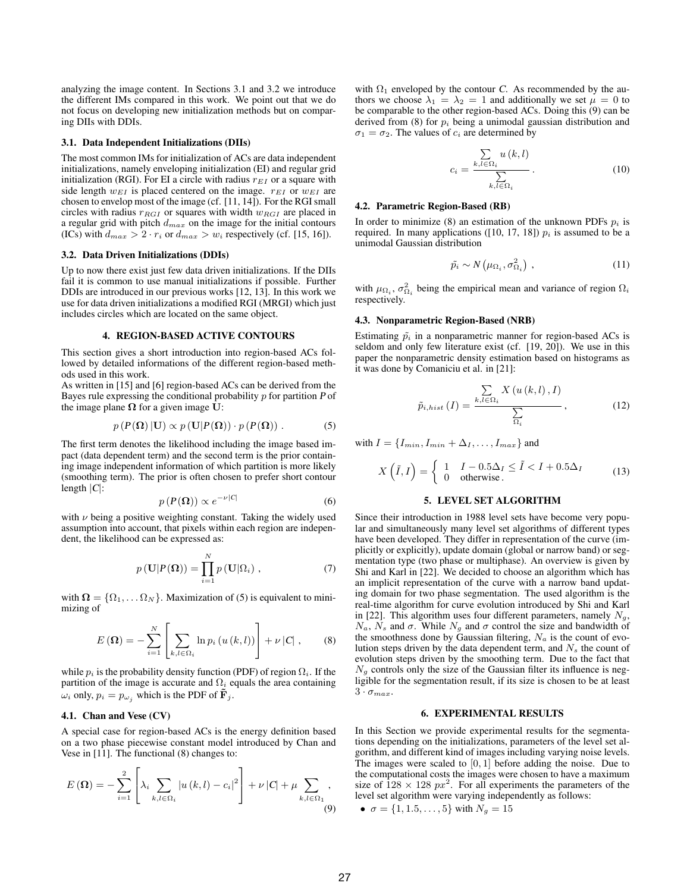analyzing the image content. In Sections 3.1 and 3.2 we introduce the different IMs compared in this work. We point out that we do not focus on developing new initialization methods but on comparing DIIs with DDIs.

### 3.1. Data Independent Initializations (DIIs)

The most common IMs for initialization of ACs are data independent initializations, namely enveloping initialization (EI) and regular grid initialization (RGI). For EI a circle with radius $r_{EI}$ or a square with side length $w_{EI}$ is placed centered on the image. $r_{EI}$ or $w_{EI}$ are chosen to envelop most of the image (cf. [11, 14]). For the RGI small circles with radius $r_{RGI}$ or squares with width $w_{RGI}$ are placed in a regular grid with pitch $d_{max}$ on the image for the initial contours (ICs) with $d_{max} > 2 \cdot r_i$ or $d_{max} > w_i$ respectively (cf. [15, 16]).

### 3.2. Data Driven Initializations (DDIs)

Up to now there exist just few data driven initializations. If the DIIs fail it is common to use manual initializations if possible. Further DDIs are introduced in our previous works [12, 13]. In this work we use for data driven initializations a modified RGI (MRGI) which just includes circles which are located on the same object.

## 4. REGION-BASED ACTIVE CONTOURS

This section gives a short introduction into region-based ACs followed by detailed informations of the different region-based methods used in this work.

As written in [15] and [6] region-based ACs can be derived from the Bayes rule expressing the conditional probability $p$ for partition $\boldsymbol{P}$ of the image plane $\boldsymbol{\Omega}$ for a given image $\mathbf{U}$:

$$p\left(\boldsymbol{P}(\boldsymbol{\Omega})\,|\mathbf{U}\right) \propto p\left(\mathbf{U}|\boldsymbol{P}(\boldsymbol{\Omega})\right) \cdot p\left(\boldsymbol{P}(\boldsymbol{\Omega})\right) . \tag{5}$$

The first term denotes the likelihood including the image based impact (data dependent term) and the second term is the prior containing image independent information of which partition is more likely (smoothing term). The prior is often chosen to prefer short contour length $|\boldsymbol{C}|$:

$$p\left(\boldsymbol{P}(\boldsymbol{\Omega})\right) \propto e^{-\nu|\boldsymbol{C}|} \tag{6}$$

with $\nu$ being a positive weighting constant. Taking the widely used assumption into account, that pixels within each region are independent, the likelihood can be expressed as:

$$p\left(\mathbf{U}|\boldsymbol{P}(\boldsymbol{\Omega})\right) = \prod_{i=1}^{N} p\left(\mathbf{U}|\Omega_i\right) , \tag{7}$$

with $\boldsymbol{\Omega} = \{\Omega_1, \ldots \Omega_N\}$. Maximization of (5) is equivalent to minimizing of

$$E\left(\boldsymbol{\Omega}\right) = -\sum_{i=1}^{N} \left[\sum_{k,l \in \Omega_i} \ln p_i\left(u\left(k,l\right)\right)\right] + \nu\left|\boldsymbol{C}\right| , \tag{8}$$

while $p_i$ is the probability density function (PDF) of region $\Omega_i$. If the partition of the image is accurate and $\Omega_i$ equals the area containing $\omega_i$ only, $p_i = p_{\omega_j}$ which is the PDF of $\tilde{\mathbf{F}}_j$.

### 4.1. Chan and Vese (CV)

A special case for region-based ACs is the energy definition based on a two phase piecewise constant model introduced by Chan and Vese in [11]. The functional (8) changes to:

$$E\left(\boldsymbol{\Omega}\right) = -\sum_{i=1}^{2} \left[\lambda_i \sum_{k,l \in \Omega_i} \left|u\left(k,l\right) - c_i\right|^2\right] + \nu\left|\boldsymbol{C}\right| + \mu \sum_{k,l \in \Omega_1} , \tag{9}$$

with $\Omega_1$ enveloped by the contour $\boldsymbol{C}$. As recommended by the authors we choose $\lambda_1 = \lambda_2 = 1$ and additionally we set $\mu = 0$ to be comparable to the other region-based ACs. Doing this (9) can be derived from (8) for $p_i$ being a unimodal gaussian distribution and $\sigma_1 = \sigma_2$. The values of $c_i$ are determined by

$$c_i = \frac{\sum\limits_{k,l \in \Omega_i} u\left(k,l\right)}{\sum\limits_{k,l \in \Omega_i}} . \tag{10}$$

### 4.2. Parametric Region-Based (RB)

In order to minimize (8) an estimation of the unknown PDFs $p_i$ is required. In many applications ([10, 17, 18]) $p_i$ is assumed to be a unimodal Gaussian distribution

$$\tilde{p_i} \sim N\left(\mu_{\Omega_i}, \sigma_{\Omega_i}^2\right) , \tag{11}$$

with $\mu_{\Omega_i}$, $\sigma_{\Omega_i}^2$ being the empirical mean and variance of region $\Omega_i$ respectively.

### 4.3. Nonparametric Region-Based (NRB)

Estimating $\tilde{p_i}$ in a nonparametric manner for region-based ACs is seldom and only few literature exist (cf. [19, 20]). We use in this paper the nonparametric density estimation based on histograms as it was done by Comaniciu et al. in [21]:

$$\tilde{p}_{i,hist}\left(I\right) = \frac{\sum\limits_{k,l \in \Omega_i} X\left(u\left(k,l\right), I\right)}{\sum\limits_{\Omega_i}} , \tag{12}$$

with $I = \{I_{min}, I_{min} + \Delta_I, \ldots, I_{max}\}$ and

$$X\left(\bar{I}, I\right) = \begin{cases} 1 & I - 0.5\Delta_I \leq \bar{I} < I + 0.5\Delta_I \\ 0 & \text{otherwise} . \end{cases} \tag{13}$$

## 5. LEVEL SET ALGORITHM

Since their introduction in 1988 level sets have become very popular and simultaneously many level set algorithms of different types have been developed. They differ in representation of the curve (implicitly or explicitly), update domain (global or narrow band) or segmentation type (two phase or multiphase). An overview is given by Shi and Karl in [22]. We decided to choose an algorithm which has an implicit representation of the curve with a narrow band updating domain for two phase segmentation. The used algorithm is the real-time algorithm for curve evolution introduced by Shi and Karl in [22]. This algorithm uses four different parameters, namely $N_g$, $N_a$, $N_s$ and $\sigma$. While $N_g$ and $\sigma$ control the size and bandwidth of the smoothness done by Gaussian filtering, $N_a$ is the count of evolution steps driven by the data dependent term, and $N_s$ the count of evolution steps driven by the smoothing term. Due to the fact that $N_g$ controls only the size of the Gaussian filter its influence is negligible for the segmentation result, if its size is chosen to be at least $3 \cdot \sigma_{max}$.

## 6. EXPERIMENTAL RESULTS

In this Section we provide experimental results for the segmentations depending on the initializations, parameters of the level set algorithm, and different kind of images including varying noise levels. The images were scaled to $[0, 1]$ before adding the noise. Due to the computational costs the images were chosen to have a maximum size of $128 \times 128\ px^2$. For all experiments the parameters of the level set algorithm were varying independently as follows:

- $\sigma = \{1, 1.5, \ldots, 5\}$ with $N_g = 15$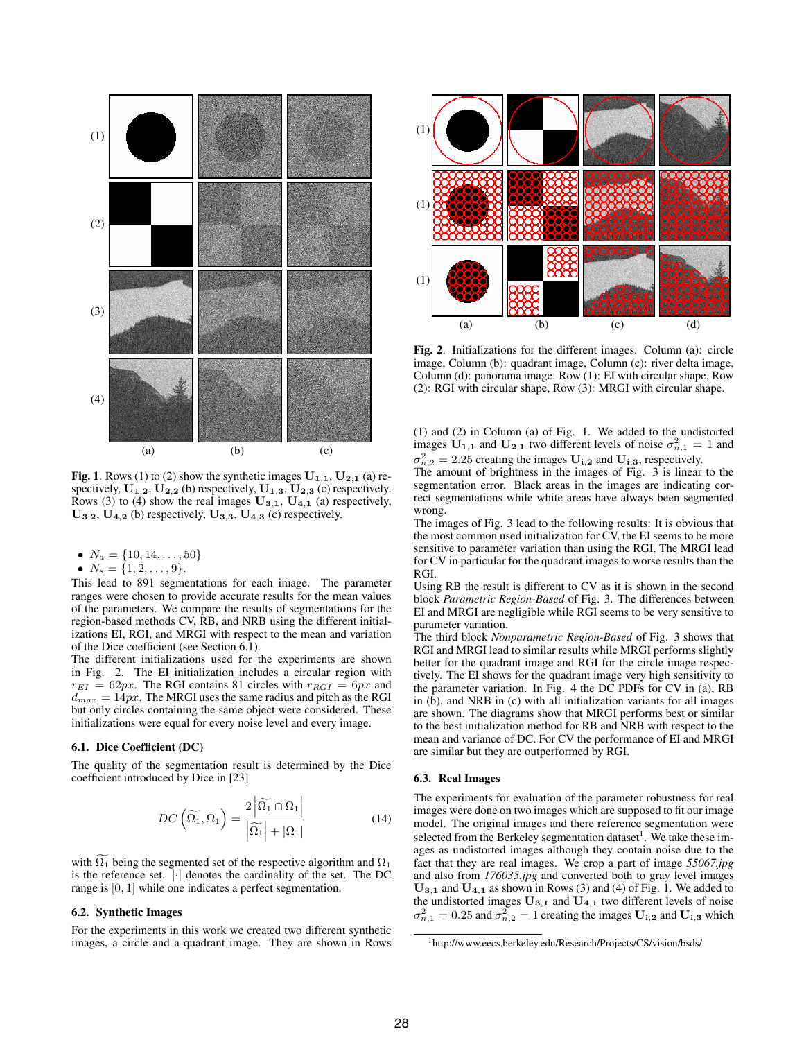Fig. 1. Rows (1) to (2) show the synthetic images $\mathbf{U_{1,1}}$, $\mathbf{U_{2,1}}$ (a) respectively, $\mathbf{U_{1,2}}$, $\mathbf{U_{2,2}}$ (b) respectively, $\mathbf{U_{1,3}}$, $\mathbf{U_{2,3}}$ (c) respectively. Rows (3) to (4) show the real images $\mathbf{U_{3,1}}$, $\mathbf{U_{4,1}}$ (a) respectively, $\mathbf{U_{3,2}}$, $\mathbf{U_{4,2}}$ (b) respectively, $\mathbf{U_{3,3}}$, $\mathbf{U_{4,3}}$ (c) respectively.

- $N_a = \{10, 14, \ldots, 50\}$
- $N_s = \{1, 2, \ldots, 9\}$.

This lead to 891 segmentations for each image. The parameter ranges were chosen to provide accurate results for the mean values of the parameters. We compare the results of segmentations for the region-based methods CV, RB, and NRB using the different initializations EI, RGI, and MRGI with respect to the mean and variation of the Dice coefficient (see Section 6.1).

The different initializations used for the experiments are shown in Fig. 2. The EI initialization includes a circular region with $r_{EI} = 62px$. The RGI contains 81 circles with $r_{RGI} = 6px$ and $d_{max} = 14px$. The MRGI uses the same radius and pitch as the RGI but only circles containing the same object were considered. These initializations were equal for every noise level and every image.

### 6.1. Dice Coefficient (DC)

The quality of the segmentation result is determined by the Dice coefficient introduced by Dice in [23]

$$DC\left(\widetilde{\Omega_1}, \Omega_1\right) = \frac{2\left|\widetilde{\Omega_1} \cap \Omega_1\right|}{\left|\widetilde{\Omega_1}\right| + |\Omega_1|} \tag{14}$$

with $\widetilde{\Omega_1}$ being the segmented set of the respective algorithm and $\Omega_1$ is the reference set. $|\cdot|$ denotes the cardinality of the set. The DC range is $[0, 1]$ while one indicates a perfect segmentation.

### 6.2. Synthetic Images

For the experiments in this work we created two different synthetic images, a circle and a quadrant image. They are shown in Rows (1) and (2) in Column (a) of Fig. 1. We added to the undistorted images $\mathbf{U_{1,1}}$ and $\mathbf{U_{2,1}}$ two different levels of noise $\sigma_{n,1}^2 = 1$ and $\sigma_{n,2}^2 = 2.25$ creating the images $\mathbf{U_{i,2}}$ and $\mathbf{U_{i,3}}$, respectively.

Fig. 2. Initializations for the different images. Column (a): circle image, Column (b): quadrant image, Column (c): river delta image, Column (d): panorama image. Row (1): EI with circular shape, Row (2): RGI with circular shape, Row (3): MRGI with circular shape.

The amount of brightness in the images of Fig. 3 is linear to the segmentation error. Black areas in the images are indicating correct segmentations while white areas have always been segmented wrong.

The images of Fig. 3 lead to the following results: It is obvious that the most common used initialization for CV, the EI seems to be more sensitive to parameter variation than using the RGI. The MRGI lead for CV in particular for the quadrant images to worse results than the RGI.

Using RB the result is different to CV as it is shown in the second block *Parametric Region-Based* of Fig. 3. The differences between EI and MRGI are negligible while RGI seems to be very sensitive to parameter variation.

The third block *Nonparametric Region-Based* of Fig. 3 shows that RGI and MRGI lead to similar results while MRGI performs slightly better for the quadrant image and RGI for the circle image respectively. The EI shows for the quadrant image very high sensitivity to the parameter variation. In Fig. 4 the DC PDFs for CV in (a), RB in (b), and NRB in (c) with all initialization variants for all images are shown. The diagrams show that MRGI performs best or similar to the best initialization method for RB and NRB with respect to the mean and variance of DC. For CV the performance of EI and MRGI are similar but they are outperformed by RGI.

### 6.3. Real Images

The experiments for evaluation of the parameter robustness for real images were done on two images which are supposed to fit our image model. The original images and there reference segmentation were selected from the Berkeley segmentation dataset[1]. We take these images as undistorted images although they contain noise due to the fact that they are real images. We crop a part of image *55067.jpg* and also from *176035.jpg* and converted both to gray level images $\mathbf{U_{3,1}}$ and $\mathbf{U_{4,1}}$ as shown in Rows (3) and (4) of Fig. 1. We added to the undistorted images $\mathbf{U_{3,1}}$ and $\mathbf{U_{4,1}}$ two different levels of noise $\sigma_{n,1}^2 = 0.25$ and $\sigma_{n,2}^2 = 1$ creating the images $\mathbf{U_{i,2}}$ and $\mathbf{U_{i,3}}$ which

[1] http://www.eecs.berkeley.edu/Research/Projects/CS/vision/bsds/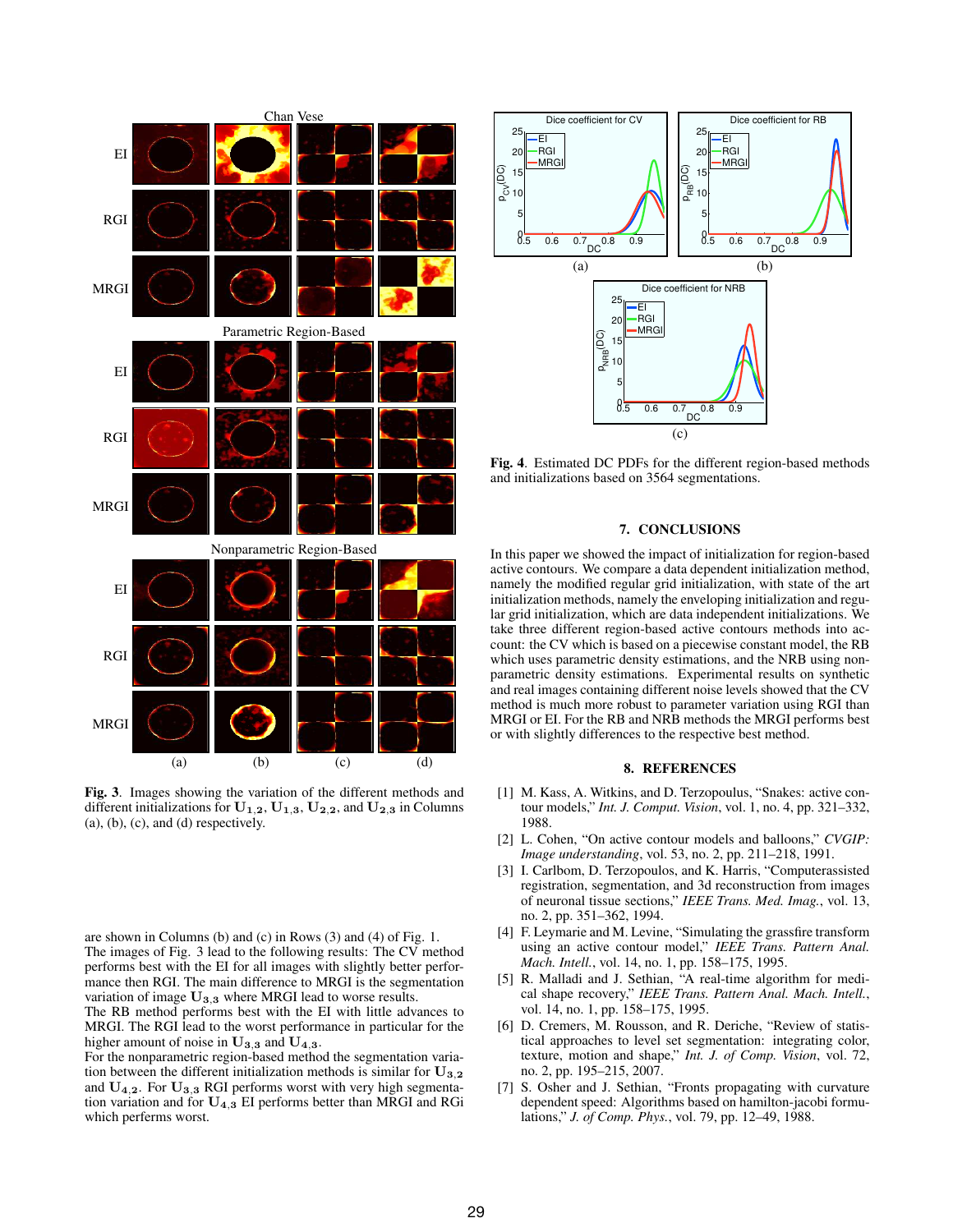Fig. 3. Images showing the variation of the different methods and different initializations for $\mathbf{U_{1,2}}$, $\mathbf{U_{1,3}}$, $\mathbf{U_{2,2}}$, and $\mathbf{U_{2,3}}$ in Columns (a), (b), (c), and (d) respectively.

are shown in Columns (b) and (c) in Rows (3) and (4) of Fig. 1.
The images of Fig. 3 lead to the following results: The CV method performs best with the EI for all images with slightly better performance then RGI. The main difference to MRGI is the segmentation variation of image $\mathbf{U_{3,3}}$ where MRGI lead to worse results.
The RB method performs best with the EI with little advances to MRGI. The RGI lead to the worst performance in particular for the higher amount of noise in $\mathbf{U_{3,3}}$ and $\mathbf{U_{4,3}}$.
For the nonparametric region-based method the segmentation variation between the different initialization methods is similar for $\mathbf{U_{3,2}}$ and $\mathbf{U_{4,2}}$. For $\mathbf{U_{3,3}}$ RGI performs worst with very high segmentation variation and for $\mathbf{U_{4,3}}$ EI performs better than MRGI and RGi which perfroms worst.

Fig. 4. Estimated DC PDFs for the different region-based methods and initializations based on 3564 segmentations.

## 7. CONCLUSIONS

In this paper we showed the impact of initialization for region-based active contours. We compare a data dependent initialization method, namely the modified regular grid initialization, with state of the art initialization methods, namely the enveloping initialization and regular grid initialization, which are data independent initializations. We take three different region-based active contours methods into account: the CV which is based on a piecewise constant model, the RB which uses parametric density estimations, and the NRB using nonparametric density estimations. Experimental results on synthetic and real images containing different noise levels showed that the CV method is much more robust to parameter variation using RGI than MRGI or EI. For the RB and NRB methods the MRGI performs best or with slightly differences to the respective best method.

## 8. REFERENCES

[1] M. Kass, A. Witkins, and D. Terzopoulus, "Snakes: active contour models," *Int. J. Comput. Vision*, vol. 1, no. 4, pp. 321–332, 1988.

[2] L. Cohen, "On active contour models and balloons," *CVGIP: Image understanding*, vol. 53, no. 2, pp. 211–218, 1991.

[3] I. Carlbom, D. Terzopoulos, and K. Harris, "Computerassisted registration, segmentation, and 3d reconstruction from images of neuronal tissue sections," *IEEE Trans. Med. Imag.*, vol. 13, no. 2, pp. 351–362, 1994.

[4] F. Leymarie and M. Levine, "Simulating the grassfire transform using an active contour model," *IEEE Trans. Pattern Anal. Mach. Intell.*, vol. 14, no. 1, pp. 158–175, 1995.

[5] R. Malladi and J. Sethian, "A real-time algorithm for medical shape recovery," *IEEE Trans. Pattern Anal. Mach. Intell.*, vol. 14, no. 1, pp. 158–175, 1995.

[6] D. Cremers, M. Rousson, and R. Deriche, "Review of statistical approaches to level set segmentation: integrating color, texture, motion and shape," *Int. J. of Comp. Vision*, vol. 72, no. 2, pp. 195–215, 2007.

[7] S. Osher and J. Sethian, "Fronts propagating with curvature dependent speed: Algorithms based on hamilton-jacobi formulations," *J. of Comp. Phys.*, vol. 79, pp. 12–49, 1988.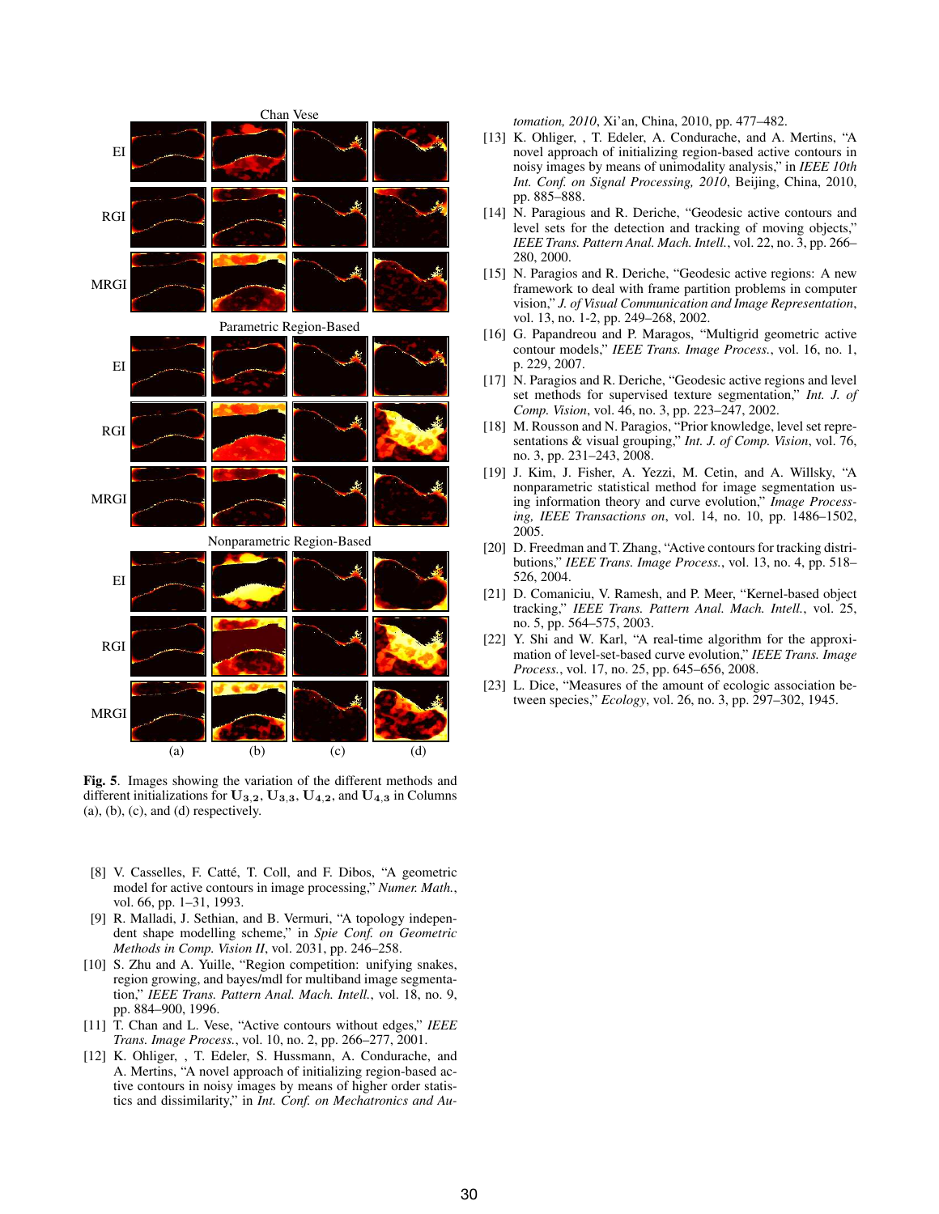Chan Vese

EI

RGI

MRGI

Parametric Region-Based

EI

RGI

MRGI

Nonparametric Region-Based

EI

RGI

MRGI

(a) (b) (c) (d)

**Fig. 5**. Images showing the variation of the different methods and different initializations for $\mathbf{U_{3,2}}$, $\mathbf{U_{3,3}}$, $\mathbf{U_{4,2}}$, and $\mathbf{U_{4,3}}$ in Columns (a), (b), (c), and (d) respectively.

[8] V. Casselles, F. Catté, T. Coll, and F. Dibos, "A geometric model for active contours in image processing," *Numer. Math.*, vol. 66, pp. 1–31, 1993.

[9] R. Malladi, J. Sethian, and B. Vermuri, "A topology independent shape modelling scheme," in *Spie Conf. on Geometric Methods in Comp. Vision II*, vol. 2031, pp. 246–258.

[10] S. Zhu and A. Yuille, "Region competition: unifying snakes, region growing, and bayes/mdl for multiband image segmentation," *IEEE Trans. Pattern Anal. Mach. Intell.*, vol. 18, no. 9, pp. 884–900, 1996.

[11] T. Chan and L. Vese, "Active contours without edges," *IEEE Trans. Image Process.*, vol. 10, no. 2, pp. 266–277, 2001.

[12] K. Ohliger, , T. Edeler, S. Hussmann, A. Condurache, and A. Mertins, "A novel approach of initializing region-based active contours in noisy images by means of higher order statistics and dissimilarity," in *Int. Conf. on Mechatronics and Automation, 2010*, Xi'an, China, 2010, pp. 477–482.

[13] K. Ohliger, , T. Edeler, A. Condurache, and A. Mertins, "A novel approach of initializing region-based active contours in noisy images by means of unimodality analysis," in *IEEE 10th Int. Conf. on Signal Processing, 2010*, Beijing, China, 2010, pp. 885–888.

[14] N. Paragious and R. Deriche, "Geodesic active contours and level sets for the detection and tracking of moving objects," *IEEE Trans. Pattern Anal. Mach. Intell.*, vol. 22, no. 3, pp. 266–280, 2000.

[15] N. Paragios and R. Deriche, "Geodesic active regions: A new framework to deal with frame partition problems in computer vision," *J. of Visual Communication and Image Representation*, vol. 13, no. 1-2, pp. 249–268, 2002.

[16] G. Papandreou and P. Maragos, "Multigrid geometric active contour models," *IEEE Trans. Image Process.*, vol. 16, no. 1, p. 229, 2007.

[17] N. Paragios and R. Deriche, "Geodesic active regions and level set methods for supervised texture segmentation," *Int. J. of Comp. Vision*, vol. 46, no. 3, pp. 223–247, 2002.

[18] M. Rousson and N. Paragios, "Prior knowledge, level set representations & visual grouping," *Int. J. of Comp. Vision*, vol. 76, no. 3, pp. 231–243, 2008.

[19] J. Kim, J. Fisher, A. Yezzi, M. Cetin, and A. Willsky, "A nonparametric statistical method for image segmentation using information theory and curve evolution," *Image Processing, IEEE Transactions on*, vol. 14, no. 10, pp. 1486–1502, 2005.

[20] D. Freedman and T. Zhang, "Active contours for tracking distributions," *IEEE Trans. Image Process.*, vol. 13, no. 4, pp. 518–526, 2004.

[21] D. Comaniciu, V. Ramesh, and P. Meer, "Kernel-based object tracking," *IEEE Trans. Pattern Anal. Mach. Intell.*, vol. 25, no. 5, pp. 564–575, 2003.

[22] Y. Shi and W. Karl, "A real-time algorithm for the approximation of level-set-based curve evolution," *IEEE Trans. Image Process.*, vol. 17, no. 25, pp. 645–656, 2008.

[23] L. Dice, "Measures of the amount of ecologic association between species," *Ecology*, vol. 26, no. 3, pp. 297–302, 1945.